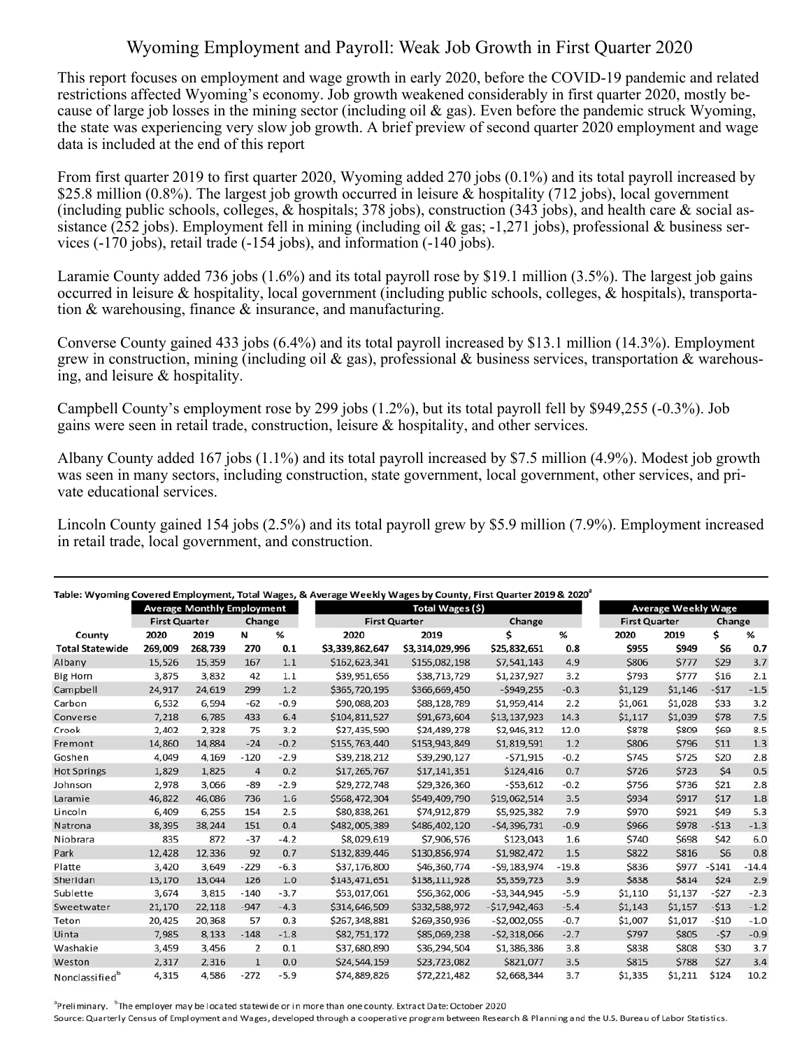# Wyoming Employment and Payroll: Weak Job Growth in First Quarter 2020

This report focuses on employment and wage growth in early 2020, before the COVID-19 pandemic and related restrictions affected Wyoming's economy. Job growth weakened considerably in first quarter 2020, mostly because of large job losses in the mining sector (including oil & gas). Even before the pandemic struck Wyoming, the state was experiencing very slow job growth. A brief preview of second quarter 2020 employment and wage data is included at the end of this report

From first quarter 2019 to first quarter 2020, Wyoming added 270 jobs (0.1%) and its total payroll increased by $25.8 million (0.8%). The largest job growth occurred in leisure & hospitality (712 jobs), local government (including public schools, colleges, & hospitals; 378 jobs), construction (343 jobs), and health care & social assistance (252 jobs). Employment fell in mining (including oil & gas; -1,271 jobs), professional & business services (-170 jobs), retail trade (-154 jobs), and information (-140 jobs).

Laramie County added 736 jobs (1.6%) and its total payroll rose by $19.1 million (3.5%). The largest job gains occurred in leisure & hospitality, local government (including public schools, colleges, & hospitals), transportation & warehousing, finance & insurance, and manufacturing.

Converse County gained 433 jobs (6.4%) and its total payroll increased by $13.1 million (14.3%). Employment grew in construction, mining (including oil & gas), professional & business services, transportation & warehousing, and leisure & hospitality.

Campbell County's employment rose by 299 jobs (1.2%), but its total payroll fell by $949,255 (-0.3%). Job gains were seen in retail trade, construction, leisure & hospitality, and other services.

Albany County added 167 jobs (1.1%) and its total payroll increased by $7.5 million (4.9%). Modest job growth was seen in many sectors, including construction, state government, local government, other services, and private educational services.

Lincoln County gained 154 jobs (2.5%) and its total payroll grew by $5.9 million (7.9%). Employment increased in retail trade, local government, and construction.

**Table: Wyoming Covered Employment, Total Wages, & Average Weekly Wages by County, First Quarter 2019 & 2020[a]**

| | Average Monthly Employment | | | | Total Wages ($) | | | | Average Weekly Wage | | | |
|---|---|---|---|---|---|---|---|---|---|---|---|---|
| | First Quarter | | Change | | First Quarter | | Change | | First Quarter | | Change | |
| County | 2020 | 2019 | N | % | 2020 | 2019 | $ | % | 2020 | 2019 | $ | % |
| **Total Statewide** | **269,009** | **268,739** | **270** | **0.1** | **$3,339,862,647** | **$3,314,029,996** | **$25,832,651** | **0.8** | **$955** | **$949** | **$6** | **0.7** |
| Albany | 15,526 | 15,359 | 167 | 1.1 | $162,623,341 | $155,082,198 | $7,541,143 | 4.9 | $806 | $777 | $29 | 3.7 |
| Big Horn | 3,875 | 3,832 | 42 | 1.1 | $39,951,656 | $38,713,729 | $1,237,927 | 3.2 | $793 | $777 | $16 | 2.1 |
| Campbell | 24,917 | 24,619 | 299 | 1.2 | $365,720,195 | $366,669,450 | -$949,255 | -0.3 | $1,129 | $1,146 | -$17 | -1.5 |
| Carbon | 6,532 | 6,594 | -62 | -0.9 | $90,088,203 | $88,128,789 | $1,959,414 | 2.2 | $1,061 | $1,028 | $33 | 3.2 |
| Converse | 7,218 | 6,785 | 433 | 6.4 | $104,811,527 | $91,673,604 | $13,137,923 | 14.3 | $1,117 | $1,039 | $78 | 7.5 |
| Crook | 2,402 | 2,328 | 75 | 3.2 | $27,435,590 | $24,489,278 | $2,946,312 | 12.0 | $878 | $809 | $69 | 8.5 |
| Fremont | 14,860 | 14,884 | -24 | -0.2 | $155,763,440 | $153,943,849 | $1,819,591 | 1.2 | $806 | $796 | $11 | 1.3 |
| Goshen | 4,049 | 4,169 | -120 | -2.9 | $39,218,212 | $39,290,127 | -$71,915 | -0.2 | $745 | $725 | $20 | 2.8 |
| Hot Springs | 1,829 | 1,825 | 4 | 0.2 | $17,265,767 | $17,141,351 | $124,416 | 0.7 | $726 | $723 | $4 | 0.5 |
| Johnson | 2,978 | 3,066 | -89 | -2.9 | $29,272,748 | $29,326,360 | -$53,612 | -0.2 | $756 | $736 | $21 | 2.8 |
| Laramie | 46,822 | 46,086 | 736 | 1.6 | $568,472,304 | $549,409,790 | $19,062,514 | 3.5 | $934 | $917 | $17 | 1.8 |
| Lincoln | 6,409 | 6,255 | 154 | 2.5 | $80,838,261 | $74,912,879 | $5,925,382 | 7.9 | $970 | $921 | $49 | 5.3 |
| Natrona | 38,395 | 38,244 | 151 | 0.4 | $482,005,389 | $486,402,120 | -$4,396,731 | -0.9 | $966 | $978 | -$13 | -1.3 |
| Niobrara | 835 | 872 | -37 | -4.2 | $8,029,619 | $7,906,576 | $123,043 | 1.6 | $740 | $698 | $42 | 6.0 |
| Park | 12,428 | 12,336 | 92 | 0.7 | $132,839,446 | $130,856,974 | $1,982,472 | 1.5 | $822 | $816 | $6 | 0.8 |
| Platte | 3,420 | 3,649 | -229 | -6.3 | $37,176,800 | $46,360,774 | -$9,183,974 | -19.8 | $836 | $977 | -$141 | -14.4 |
| Sheridan | 13,170 | 13,044 | 126 | 1.0 | $143,471,651 | $138,111,928 | $5,359,723 | 3.9 | $838 | $814 | $24 | 2.9 |
| Sublette | 3,674 | 3,815 | -140 | -3.7 | $53,017,061 | $56,362,006 | -$3,344,945 | -5.9 | $1,110 | $1,137 | -$27 | -2.3 |
| Sweetwater | 21,170 | 22,118 | -947 | -4.3 | $314,646,509 | $332,588,972 | -$17,942,463 | -5.4 | $1,143 | $1,157 | -$13 | -1.2 |
| Teton | 20,425 | 20,368 | 57 | 0.3 | $267,348,881 | $269,350,936 | -$2,002,055 | -0.7 | $1,007 | $1,017 | -$10 | -1.0 |
| Uinta | 7,985 | 8,133 | -148 | -1.8 | $82,751,172 | $85,069,238 | -$2,318,066 | -2.7 | $797 | $805 | -$7 | -0.9 |
| Washakie | 3,459 | 3,456 | 2 | 0.1 | $37,680,890 | $36,294,504 | $1,386,386 | 3.8 | $838 | $808 | $30 | 3.7 |
| Weston | 2,317 | 2,316 | 1 | 0.0 | $24,544,159 | $23,723,082 | $821,077 | 3.5 | $815 | $788 | $27 | 3.4 |
| Nonclassified[b] | 4,315 | 4,586 | -272 | -5.9 | $74,889,826 | $72,221,482 | $2,668,344 | 3.7 | $1,335 | $1,211 | $124 | 10.2 |

[a]Preliminary. [b]The employer may be located statewide or in more than one county. Extract Date: October 2020

Source: Quarterly Census of Employment and Wages, developed through a cooperative program between Research & Planning and the U.S. Bureau of Labor Statistics.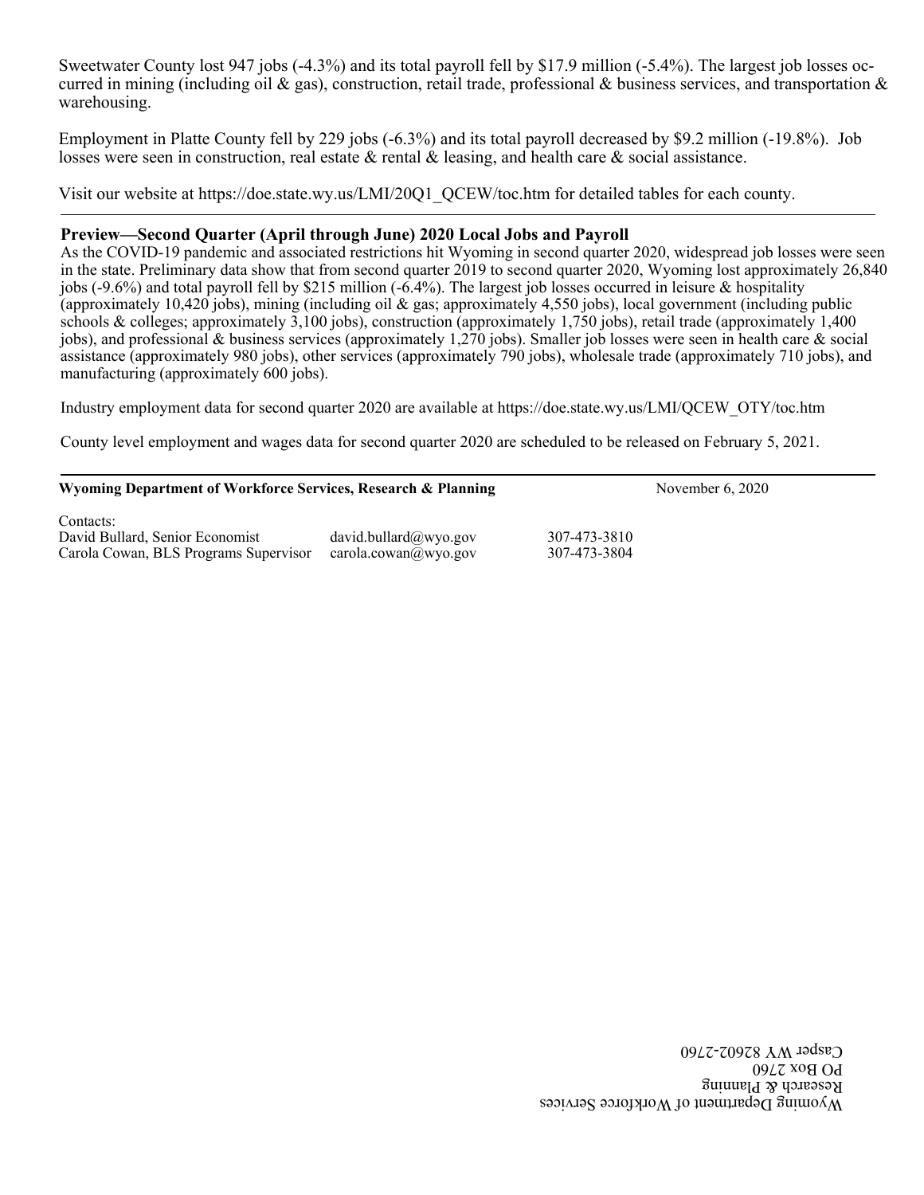Sweetwater County lost 947 jobs (-4.3%) and its total payroll fell by $17.9 million (-5.4%). The largest job losses occurred in mining (including oil & gas), construction, retail trade, professional & business services, and transportation & warehousing.

Employment in Platte County fell by 229 jobs (-6.3%) and its total payroll decreased by $9.2 million (-19.8%). Job losses were seen in construction, real estate & rental & leasing, and health care & social assistance.

Visit our website at https://doe.state.wy.us/LMI/20Q1_QCEW/toc.htm for detailed tables for each county.

---

## Preview—Second Quarter (April through June) 2020 Local Jobs and Payroll

As the COVID-19 pandemic and associated restrictions hit Wyoming in second quarter 2020, widespread job losses were seen in the state. Preliminary data show that from second quarter 2019 to second quarter 2020, Wyoming lost approximately 26,840 jobs (-9.6%) and total payroll fell by $215 million (-6.4%). The largest job losses occurred in leisure & hospitality (approximately 10,420 jobs), mining (including oil & gas; approximately 4,550 jobs), local government (including public schools & colleges; approximately 3,100 jobs), construction (approximately 1,750 jobs), retail trade (approximately 1,400 jobs), and professional & business services (approximately 1,270 jobs). Smaller job losses were seen in health care & social assistance (approximately 980 jobs), other services (approximately 790 jobs), wholesale trade (approximately 710 jobs), and manufacturing (approximately 600 jobs).

Industry employment data for second quarter 2020 are available at https://doe.state.wy.us/LMI/QCEW_OTY/toc.htm

County level employment and wages data for second quarter 2020 are scheduled to be released on February 5, 2021.

---

**Wyoming Department of Workforce Services, Research & Planning** November 6, 2020

Contacts:

| | | |
|---|---|---|
| David Bullard, Senior Economist | david.bullard@wyo.gov | 307-473-3810 |
| Carola Cowan, BLS Programs Supervisor | carola.cowan@wyo.gov | 307-473-3804 |

Wyoming Department of Workforce Services
Research & Planning
PO Box 2760
Casper WY 82602-2760